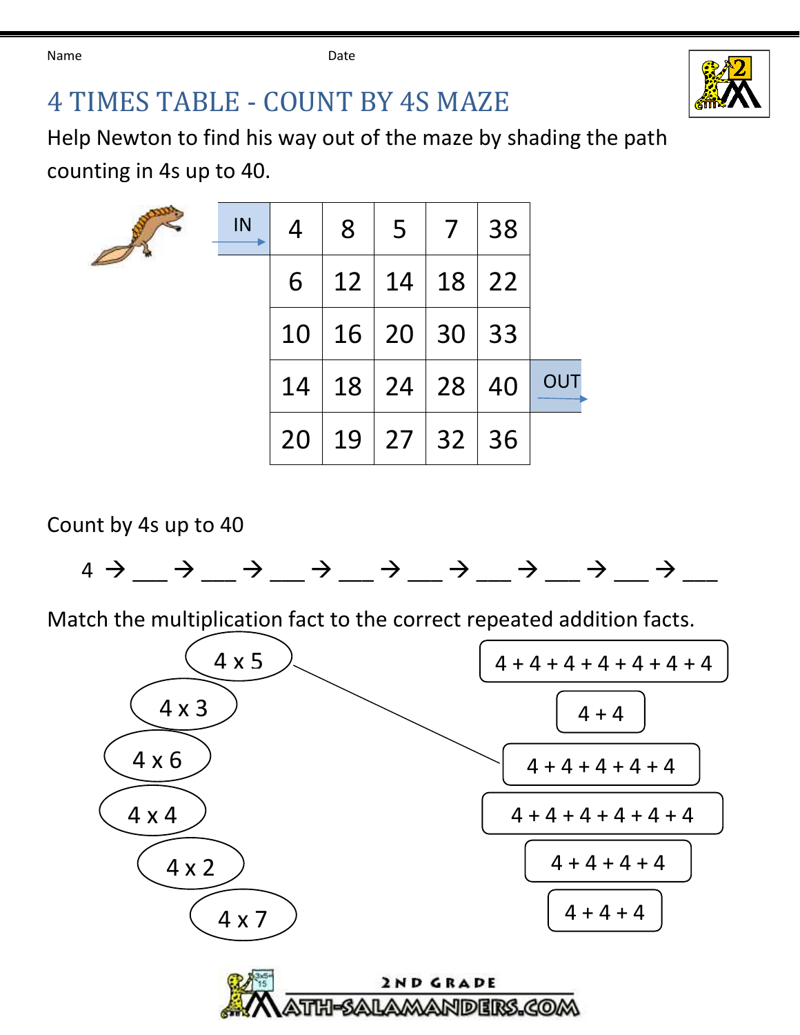Name Date

# 4 TIMES TABLE - COUNT BY 4S MAZE

Help Newton to find his way out of the maze by shading the path counting in 4s up to 40.

| IN → | 4 | 8 | 5 | 7 | 38 | |
|---|---|---|---|---|---|---|
| | 6 | 12 | 14 | 18 | 22 | |
| | 10 | 16 | 20 | 30 | 33 | |
| | 14 | 18 | 24 | 28 | 40 | OUT → |
| | 20 | 19 | 27 | 32 | 36 | |

Count by 4s up to 40

4 → ___ → ___ → ___ → ___ → ___ → ___ → ___ → ___ → ___

Match the multiplication fact to the correct repeated addition facts.

| Multiplication fact | Repeated addition |
|---|---|
| 4 x 5 | 4 + 4 + 4 + 4 + 4 + 4 + 4 |
| 4 x 3 | 4 + 4 |
| 4 x 6 | 4 + 4 + 4 + 4 + 4 |
| 4 x 4 | 4 + 4 + 4 + 4 + 4 + 4 |
| 4 x 2 | 4 + 4 + 4 + 4 |
| 4 x 7 | 4 + 4 + 4 |

(Example: 4 x 5 is matched to 4 + 4 + 4 + 4 + 4)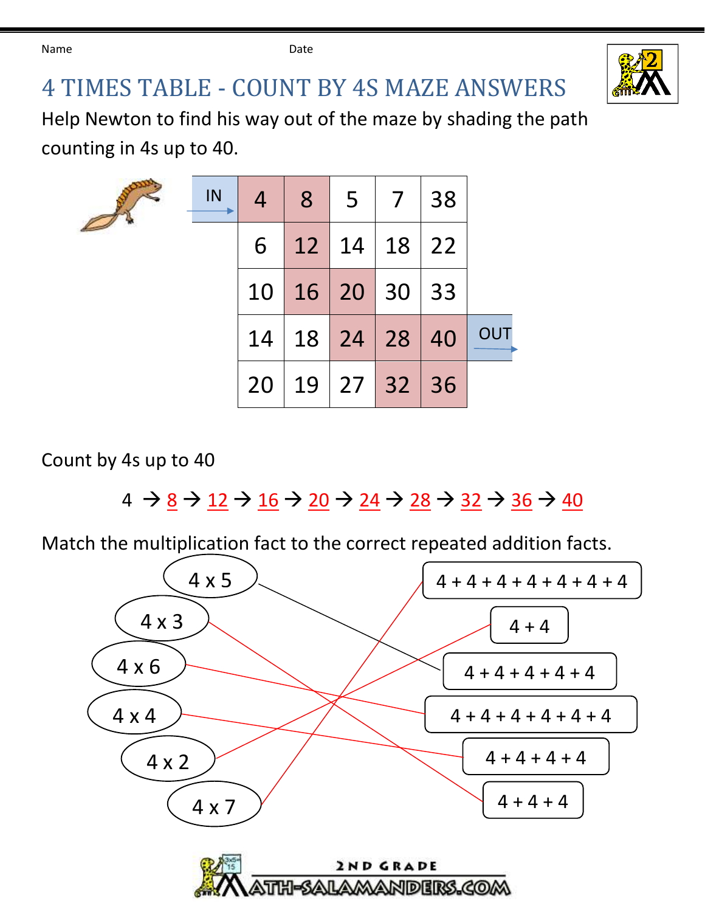Name Date

# 4 TIMES TABLE - COUNT BY 4S MAZE ANSWERS

Help Newton to find his way out of the maze by shading the path counting in 4s up to 40.

| IN | | | | | |
|---|---|---|---|---|---|
| IN → | 4 | 8 | 5 | 7 | 38 |
| | 6 | 12 | 14 | 18 | 22 |
| | 10 | 16 | 20 | 30 | 33 |
| | 14 | 18 | 24 | 28 | 40 → OUT |
| | 20 | 19 | 27 | 32 | 36 |

Count by 4s up to 40

4 → 8 → 12 → 16 → 20 → 24 → 28 → 32 → 36 → 40

Match the multiplication fact to the correct repeated addition facts.

| Multiplication fact | | Repeated addition |
|---|---|---|
| 4 x 5 | | 4 + 4 + 4 + 4 + 4 + 4 + 4 |
| 4 x 3 | | 4 + 4 |
| 4 x 6 | | 4 + 4 + 4 + 4 + 4 |
| 4 x 4 | | 4 + 4 + 4 + 4 + 4 + 4 |
| 4 x 2 | | 4 + 4 + 4 + 4 |
| 4 x 7 | | 4 + 4 + 4 |

Answers:

- 4 x 5 → 4 + 4 + 4 + 4 + 4
- 4 x 3 → 4 + 4 + 4
- 4 x 6 → 4 + 4 + 4 + 4 + 4 + 4
- 4 x 4 → 4 + 4 + 4 + 4
- 4 x 2 → 4 + 4
- 4 x 7 → 4 + 4 + 4 + 4 + 4 + 4 + 4

2ND GRADE MATH-SALAMANDERS.COM